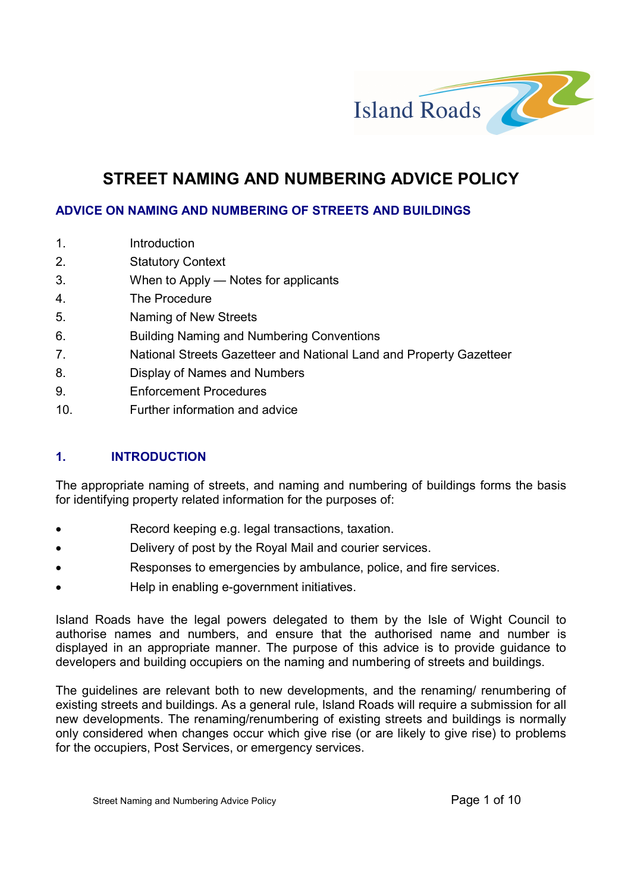# STREET NAMING AND NUMBERING ADVICE POLICY

## ADVICE ON NAMING AND NUMBERING OF STREETS AND BUILDINGS

1. Introduction
2. Statutory Context
3. When to Apply — Notes for applicants
4. The Procedure
5. Naming of New Streets
6. Building Naming and Numbering Conventions
7. National Streets Gazetteer and National Land and Property Gazetteer
8. Display of Names and Numbers
9. Enforcement Procedures
10. Further information and advice

## 1. INTRODUCTION

The appropriate naming of streets, and naming and numbering of buildings forms the basis for identifying property related information for the purposes of:

- Record keeping e.g. legal transactions, taxation.
- Delivery of post by the Royal Mail and courier services.
- Responses to emergencies by ambulance, police, and fire services.
- Help in enabling e-government initiatives.

Island Roads have the legal powers delegated to them by the Isle of Wight Council to authorise names and numbers, and ensure that the authorised name and number is displayed in an appropriate manner. The purpose of this advice is to provide guidance to developers and building occupiers on the naming and numbering of streets and buildings.

The guidelines are relevant both to new developments, and the renaming/ renumbering of existing streets and buildings. As a general rule, Island Roads will require a submission for all new developments. The renaming/renumbering of existing streets and buildings is normally only considered when changes occur which give rise (or are likely to give rise) to problems for the occupiers, Post Services, or emergency services.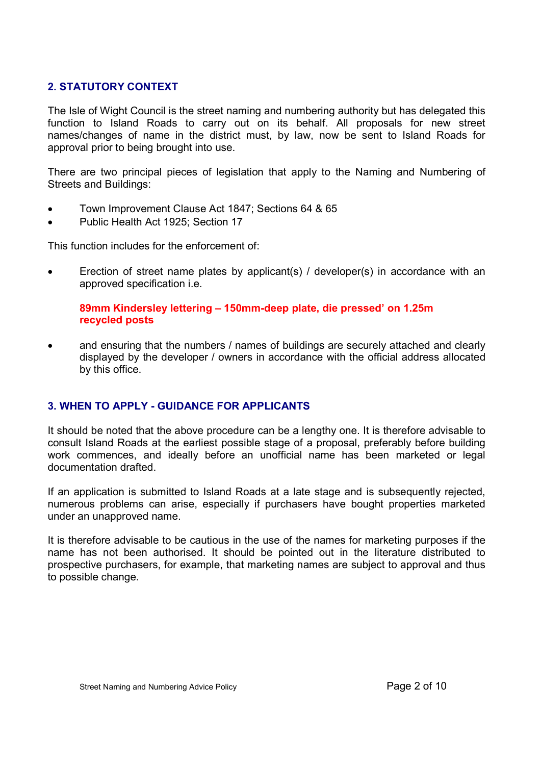## 2. STATUTORY CONTEXT

The Isle of Wight Council is the street naming and numbering authority but has delegated this function to Island Roads to carry out on its behalf. All proposals for new street names/changes of name in the district must, by law, now be sent to Island Roads for approval prior to being brought into use.

There are two principal pieces of legislation that apply to the Naming and Numbering of Streets and Buildings:

- Town Improvement Clause Act 1847; Sections 64 & 65
- Public Health Act 1925; Section 17

This function includes for the enforcement of:

- Erection of street name plates by applicant(s) / developer(s) in accordance with an approved specification i.e.

  **89mm Kindersley lettering – 150mm-deep plate, die pressed' on 1.25m recycled posts**

- and ensuring that the numbers / names of buildings are securely attached and clearly displayed by the developer / owners in accordance with the official address allocated by this office.

## 3. WHEN TO APPLY - GUIDANCE FOR APPLICANTS

It should be noted that the above procedure can be a lengthy one. It is therefore advisable to consult Island Roads at the earliest possible stage of a proposal, preferably before building work commences, and ideally before an unofficial name has been marketed or legal documentation drafted.

If an application is submitted to Island Roads at a late stage and is subsequently rejected, numerous problems can arise, especially if purchasers have bought properties marketed under an unapproved name.

It is therefore advisable to be cautious in the use of the names for marketing purposes if the name has not been authorised. It should be pointed out in the literature distributed to prospective purchasers, for example, that marketing names are subject to approval and thus to possible change.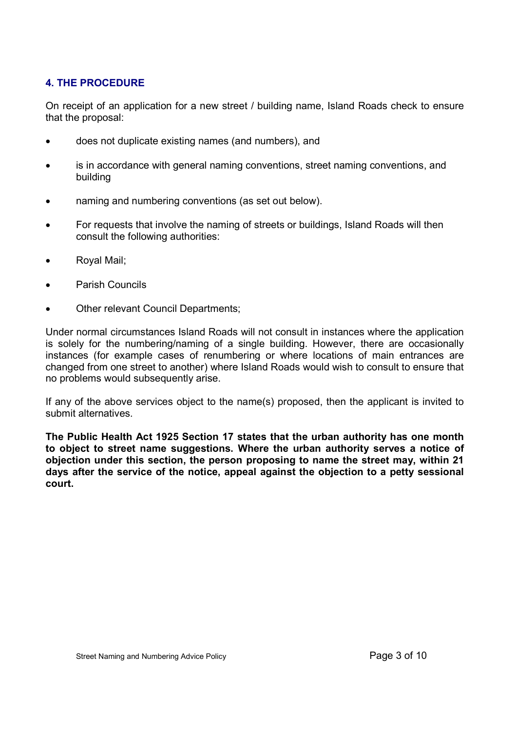## 4. THE PROCEDURE

On receipt of an application for a new street / building name, Island Roads check to ensure that the proposal:

- does not duplicate existing names (and numbers), and
- is in accordance with general naming conventions, street naming conventions, and building
- naming and numbering conventions (as set out below).
- For requests that involve the naming of streets or buildings, Island Roads will then consult the following authorities:
- Royal Mail;
- Parish Councils
- Other relevant Council Departments;

Under normal circumstances Island Roads will not consult in instances where the application is solely for the numbering/naming of a single building. However, there are occasionally instances (for example cases of renumbering or where locations of main entrances are changed from one street to another) where Island Roads would wish to consult to ensure that no problems would subsequently arise.

If any of the above services object to the name(s) proposed, then the applicant is invited to submit alternatives.

**The Public Health Act 1925 Section 17 states that the urban authority has one month to object to street name suggestions. Where the urban authority serves a notice of objection under this section, the person proposing to name the street may, within 21 days after the service of the notice, appeal against the objection to a petty sessional court.**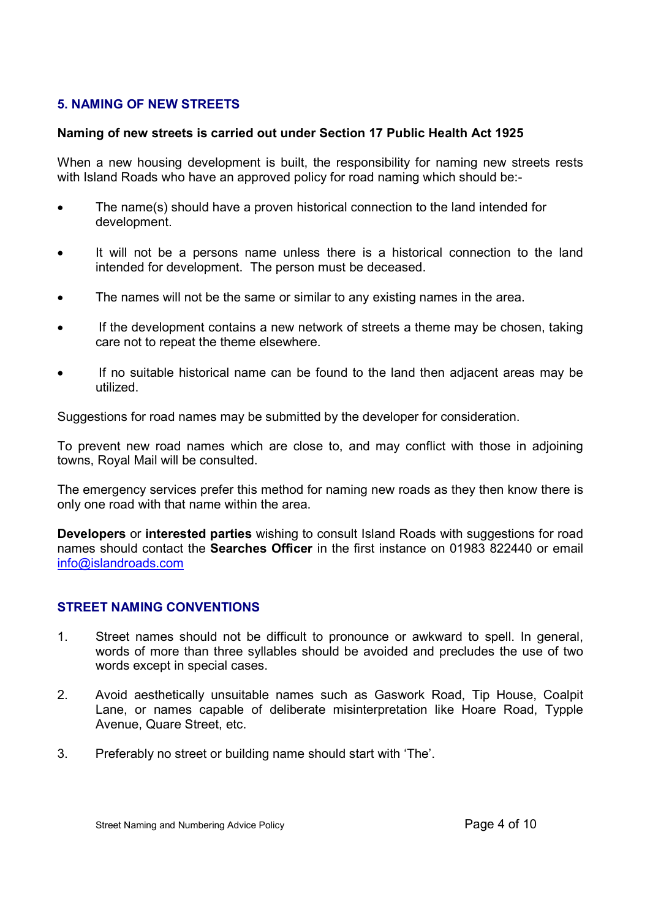## 5. NAMING OF NEW STREETS

**Naming of new streets is carried out under Section 17 Public Health Act 1925**

When a new housing development is built, the responsibility for naming new streets rests with Island Roads who have an approved policy for road naming which should be:-

- The name(s) should have a proven historical connection to the land intended for development.
- It will not be a persons name unless there is a historical connection to the land intended for development. The person must be deceased.
- The names will not be the same or similar to any existing names in the area.
- If the development contains a new network of streets a theme may be chosen, taking care not to repeat the theme elsewhere.
- If no suitable historical name can be found to the land then adjacent areas may be utilized.

Suggestions for road names may be submitted by the developer for consideration.

To prevent new road names which are close to, and may conflict with those in adjoining towns, Royal Mail will be consulted.

The emergency services prefer this method for naming new roads as they then know there is only one road with that name within the area.

**Developers** or **interested parties** wishing to consult Island Roads with suggestions for road names should contact the **Searches Officer** in the first instance on 01983 822440 or email info@islandroads.com

## STREET NAMING CONVENTIONS

1. Street names should not be difficult to pronounce or awkward to spell. In general, words of more than three syllables should be avoided and precludes the use of two words except in special cases.
2. Avoid aesthetically unsuitable names such as Gaswork Road, Tip House, Coalpit Lane, or names capable of deliberate misinterpretation like Hoare Road, Typple Avenue, Quare Street, etc.
3. Preferably no street or building name should start with 'The'.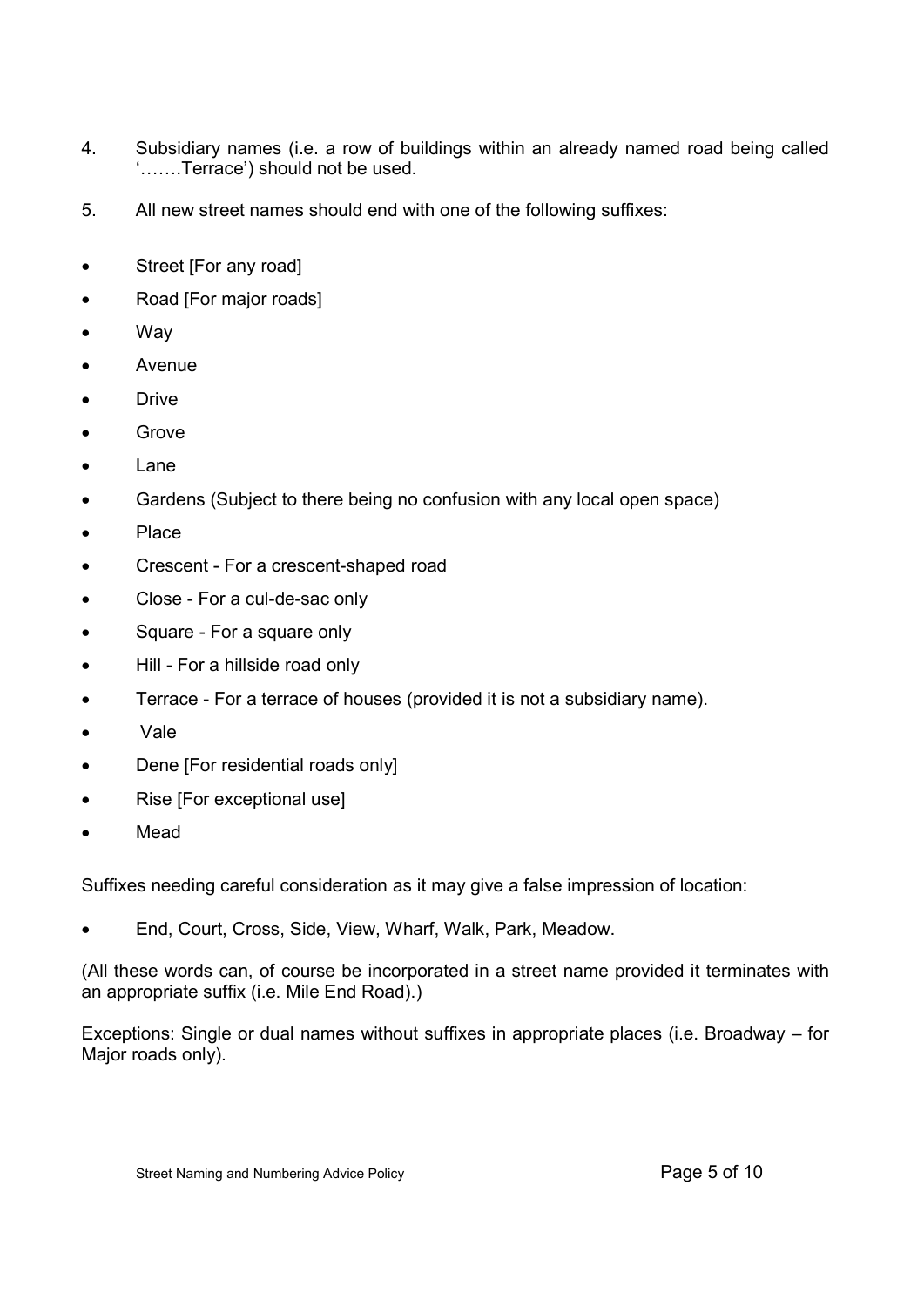4. Subsidiary names (i.e. a row of buildings within an already named road being called '…….Terrace') should not be used.

5. All new street names should end with one of the following suffixes:

- Street [For any road]
- Road [For major roads]
- Way
- Avenue
- Drive
- Grove
- Lane
- Gardens (Subject to there being no confusion with any local open space)
- Place
- Crescent - For a crescent-shaped road
- Close - For a cul-de-sac only
- Square - For a square only
- Hill - For a hillside road only
- Terrace - For a terrace of houses (provided it is not a subsidiary name).
- Vale
- Dene [For residential roads only]
- Rise [For exceptional use]
- Mead

Suffixes needing careful consideration as it may give a false impression of location:

- End, Court, Cross, Side, View, Wharf, Walk, Park, Meadow.

(All these words can, of course be incorporated in a street name provided it terminates with an appropriate suffix (i.e. Mile End Road).)

Exceptions: Single or dual names without suffixes in appropriate places (i.e. Broadway – for Major roads only).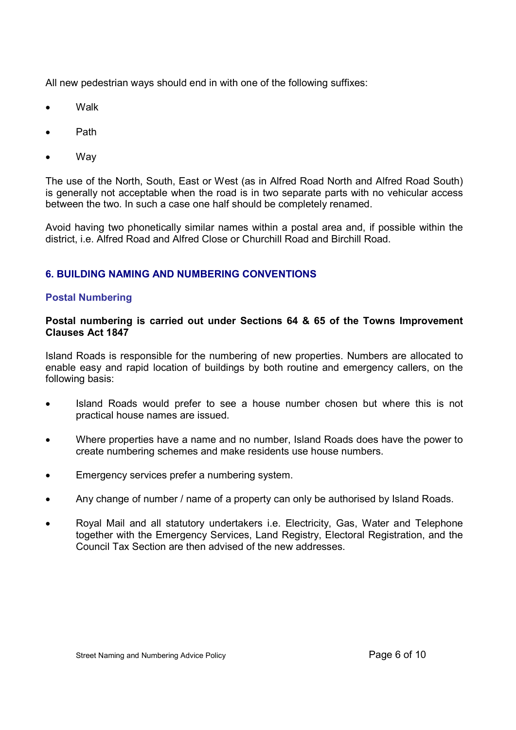All new pedestrian ways should end in with one of the following suffixes:

- Walk
- Path
- Way

The use of the North, South, East or West (as in Alfred Road North and Alfred Road South) is generally not acceptable when the road is in two separate parts with no vehicular access between the two. In such a case one half should be completely renamed.

Avoid having two phonetically similar names within a postal area and, if possible within the district, i.e. Alfred Road and Alfred Close or Churchill Road and Birchill Road.

## 6. BUILDING NAMING AND NUMBERING CONVENTIONS

### Postal Numbering

**Postal numbering is carried out under Sections 64 & 65 of the Towns Improvement Clauses Act 1847**

Island Roads is responsible for the numbering of new properties. Numbers are allocated to enable easy and rapid location of buildings by both routine and emergency callers, on the following basis:

- Island Roads would prefer to see a house number chosen but where this is not practical house names are issued.
- Where properties have a name and no number, Island Roads does have the power to create numbering schemes and make residents use house numbers.
- Emergency services prefer a numbering system.
- Any change of number / name of a property can only be authorised by Island Roads.
- Royal Mail and all statutory undertakers i.e. Electricity, Gas, Water and Telephone together with the Emergency Services, Land Registry, Electoral Registration, and the Council Tax Section are then advised of the new addresses.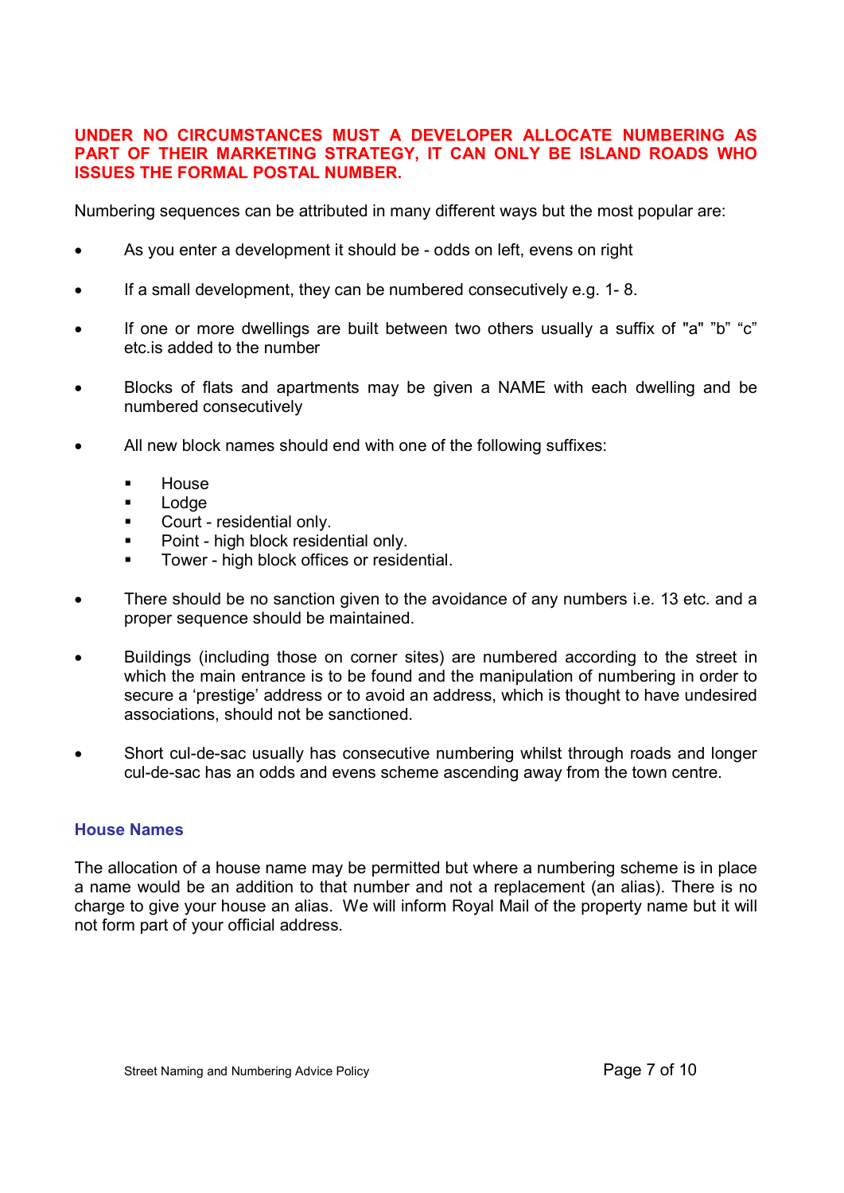**UNDER NO CIRCUMSTANCES MUST A DEVELOPER ALLOCATE NUMBERING AS PART OF THEIR MARKETING STRATEGY, IT CAN ONLY BE ISLAND ROADS WHO ISSUES THE FORMAL POSTAL NUMBER.**

Numbering sequences can be attributed in many different ways but the most popular are:

- As you enter a development it should be - odds on left, evens on right
- If a small development, they can be numbered consecutively e.g. 1- 8.
- If one or more dwellings are built between two others usually a suffix of "a" "b" "c" etc.is added to the number
- Blocks of flats and apartments may be given a NAME with each dwelling and be numbered consecutively
- All new block names should end with one of the following suffixes:
  - House
  - Lodge
  - Court - residential only.
  - Point - high block residential only.
  - Tower - high block offices or residential.
- There should be no sanction given to the avoidance of any numbers i.e. 13 etc. and a proper sequence should be maintained.
- Buildings (including those on corner sites) are numbered according to the street in which the main entrance is to be found and the manipulation of numbering in order to secure a 'prestige' address or to avoid an address, which is thought to have undesired associations, should not be sanctioned.
- Short cul-de-sac usually has consecutive numbering whilst through roads and longer cul-de-sac has an odds and evens scheme ascending away from the town centre.

### House Names

The allocation of a house name may be permitted but where a numbering scheme is in place a name would be an addition to that number and not a replacement (an alias). There is no charge to give your house an alias. We will inform Royal Mail of the property name but it will not form part of your official address.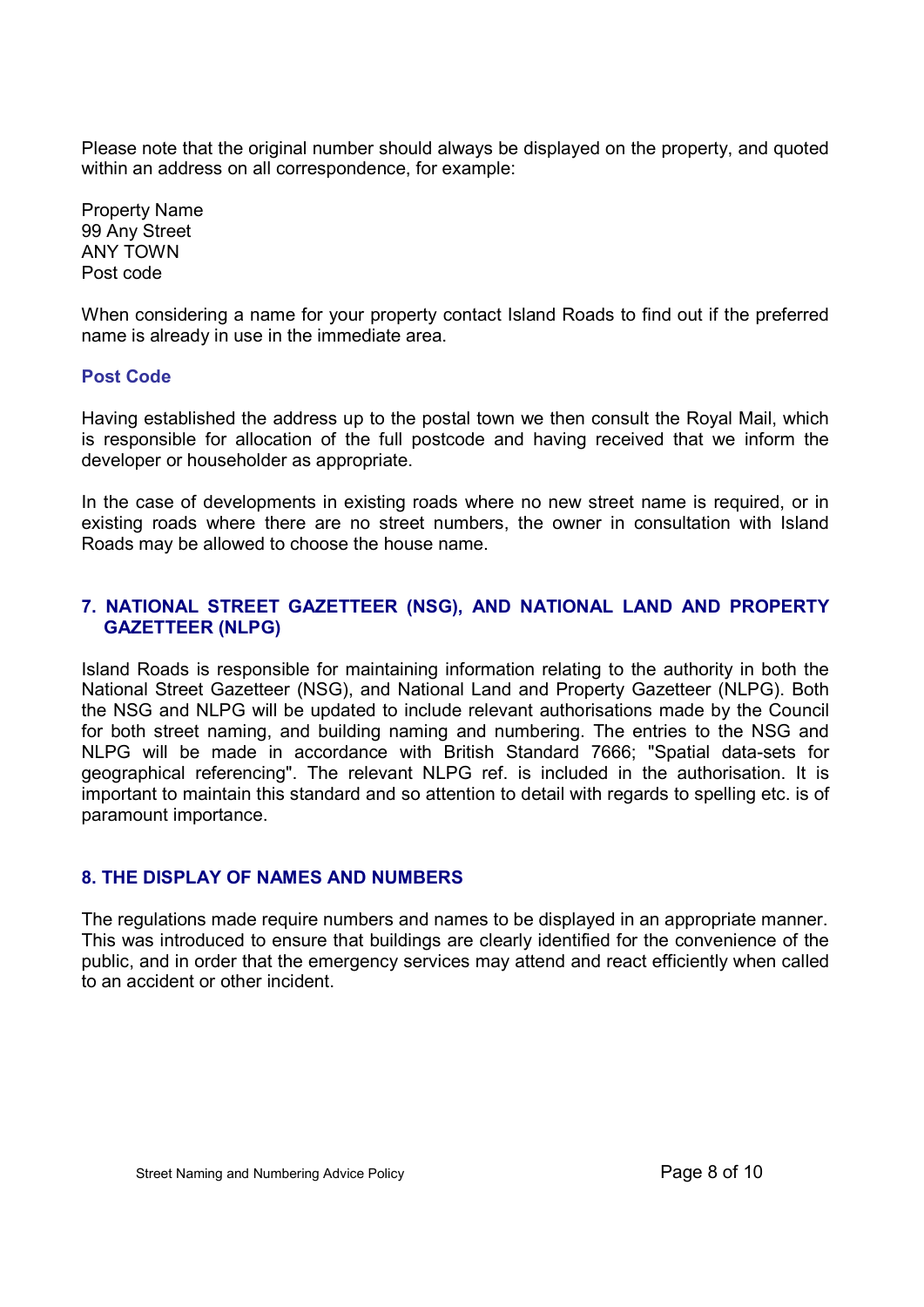Please note that the original number should always be displayed on the property, and quoted within an address on all correspondence, for example:

Property Name  
99 Any Street  
ANY TOWN  
Post code

When considering a name for your property contact Island Roads to find out if the preferred name is already in use in the immediate area.

### Post Code

Having established the address up to the postal town we then consult the Royal Mail, which is responsible for allocation of the full postcode and having received that we inform the developer or householder as appropriate.

In the case of developments in existing roads where no new street name is required, or in existing roads where there are no street numbers, the owner in consultation with Island Roads may be allowed to choose the house name.

## 7. NATIONAL STREET GAZETTEER (NSG), AND NATIONAL LAND AND PROPERTY GAZETTEER (NLPG)

Island Roads is responsible for maintaining information relating to the authority in both the National Street Gazetteer (NSG), and National Land and Property Gazetteer (NLPG). Both the NSG and NLPG will be updated to include relevant authorisations made by the Council for both street naming, and building naming and numbering. The entries to the NSG and NLPG will be made in accordance with British Standard 7666; "Spatial data-sets for geographical referencing". The relevant NLPG ref. is included in the authorisation. It is important to maintain this standard and so attention to detail with regards to spelling etc. is of paramount importance.

## 8. THE DISPLAY OF NAMES AND NUMBERS

The regulations made require numbers and names to be displayed in an appropriate manner. This was introduced to ensure that buildings are clearly identified for the convenience of the public, and in order that the emergency services may attend and react efficiently when called to an accident or other incident.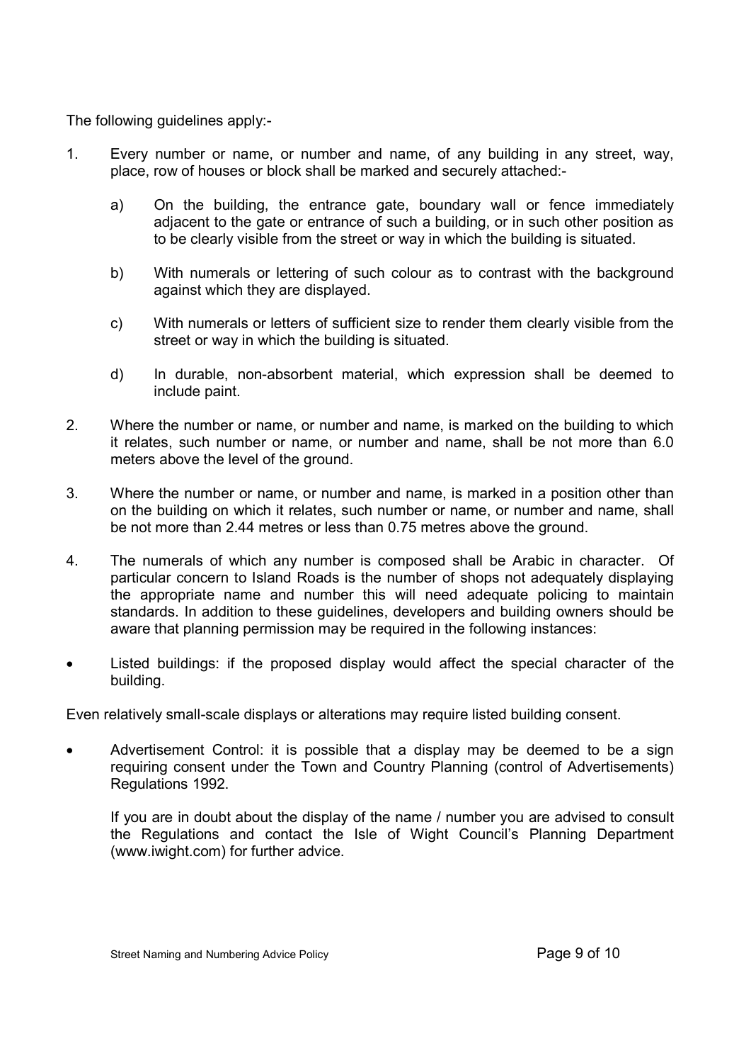The following guidelines apply:-

1. Every number or name, or number and name, of any building in any street, way, place, row of houses or block shall be marked and securely attached:-

   a) On the building, the entrance gate, boundary wall or fence immediately adjacent to the gate or entrance of such a building, or in such other position as to be clearly visible from the street or way in which the building is situated.

   b) With numerals or lettering of such colour as to contrast with the background against which they are displayed.

   c) With numerals or letters of sufficient size to render them clearly visible from the street or way in which the building is situated.

   d) In durable, non-absorbent material, which expression shall be deemed to include paint.

2. Where the number or name, or number and name, is marked on the building to which it relates, such number or name, or number and name, shall be not more than 6.0 meters above the level of the ground.

3. Where the number or name, or number and name, is marked in a position other than on the building on which it relates, such number or name, or number and name, shall be not more than 2.44 metres or less than 0.75 metres above the ground.

4. The numerals of which any number is composed shall be Arabic in character. Of particular concern to Island Roads is the number of shops not adequately displaying the appropriate name and number this will need adequate policing to maintain standards. In addition to these guidelines, developers and building owners should be aware that planning permission may be required in the following instances:

- Listed buildings: if the proposed display would affect the special character of the building.

Even relatively small-scale displays or alterations may require listed building consent.

- Advertisement Control: it is possible that a display may be deemed to be a sign requiring consent under the Town and Country Planning (control of Advertisements) Regulations 1992.

  If you are in doubt about the display of the name / number you are advised to consult the Regulations and contact the Isle of Wight Council's Planning Department (www.iwight.com) for further advice.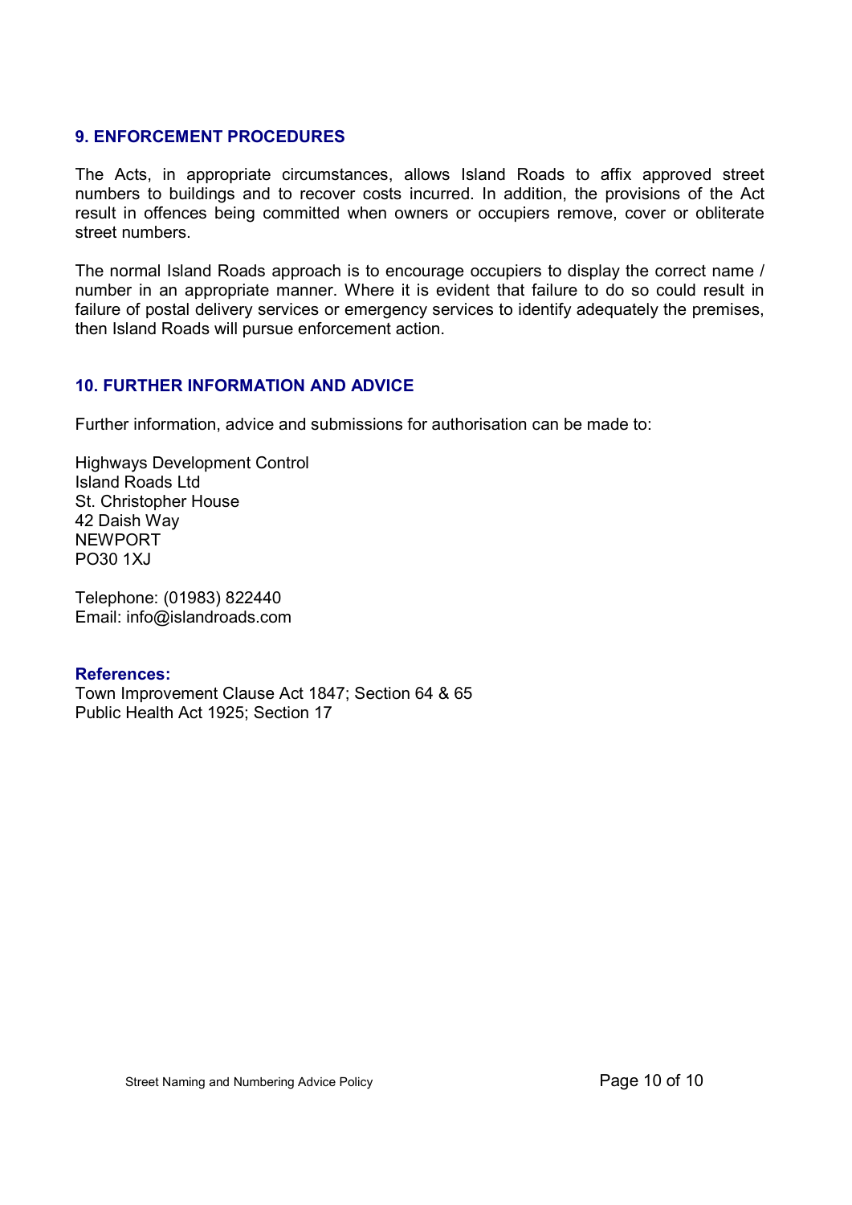## 9. ENFORCEMENT PROCEDURES

The Acts, in appropriate circumstances, allows Island Roads to affix approved street numbers to buildings and to recover costs incurred. In addition, the provisions of the Act result in offences being committed when owners or occupiers remove, cover or obliterate street numbers.

The normal Island Roads approach is to encourage occupiers to display the correct name / number in an appropriate manner. Where it is evident that failure to do so could result in failure of postal delivery services or emergency services to identify adequately the premises, then Island Roads will pursue enforcement action.

## 10. FURTHER INFORMATION AND ADVICE

Further information, advice and submissions for authorisation can be made to:

Highways Development Control
Island Roads Ltd
St. Christopher House
42 Daish Way
NEWPORT
PO30 1XJ

Telephone: (01983) 822440
Email: info@islandroads.com

**References:**
Town Improvement Clause Act 1847; Section 64 & 65
Public Health Act 1925; Section 17